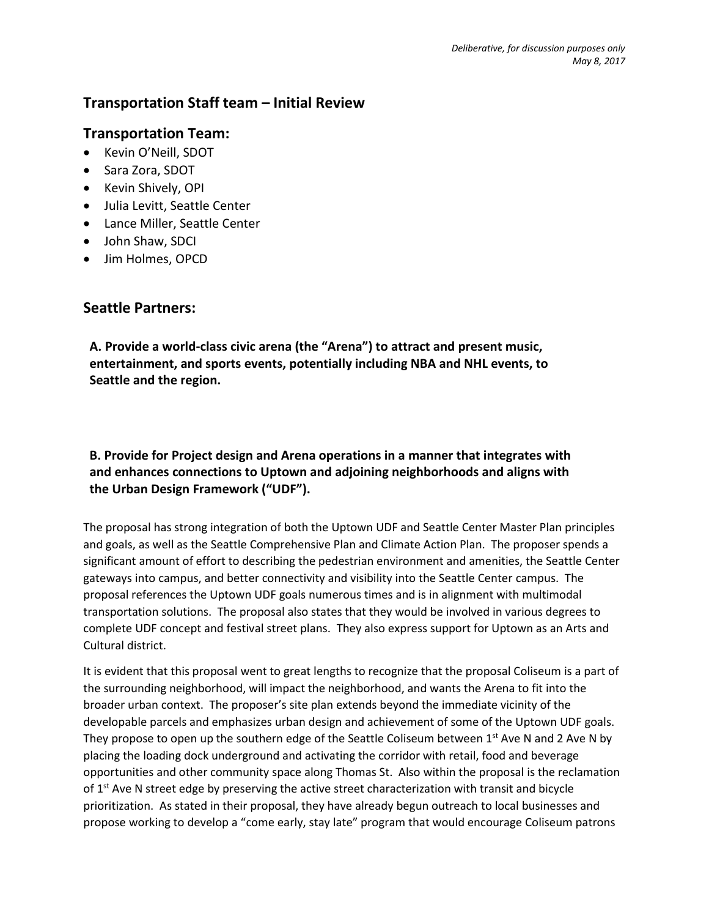*Deliberative, for discussion purposes only*
*May 8, 2017*

## Transportation Staff team – Initial Review

## Transportation Team:

- Kevin O'Neill, SDOT
- Sara Zora, SDOT
- Kevin Shively, OPI
- Julia Levitt, Seattle Center
- Lance Miller, Seattle Center
- John Shaw, SDCI
- Jim Holmes, OPCD

## Seattle Partners:

**A. Provide a world-class civic arena (the "Arena") to attract and present music, entertainment, and sports events, potentially including NBA and NHL events, to Seattle and the region.**

**B. Provide for Project design and Arena operations in a manner that integrates with and enhances connections to Uptown and adjoining neighborhoods and aligns with the Urban Design Framework ("UDF").**

The proposal has strong integration of both the Uptown UDF and Seattle Center Master Plan principles and goals, as well as the Seattle Comprehensive Plan and Climate Action Plan. The proposer spends a significant amount of effort to describing the pedestrian environment and amenities, the Seattle Center gateways into campus, and better connectivity and visibility into the Seattle Center campus. The proposal references the Uptown UDF goals numerous times and is in alignment with multimodal transportation solutions. The proposal also states that they would be involved in various degrees to complete UDF concept and festival street plans. They also express support for Uptown as an Arts and Cultural district.

It is evident that this proposal went to great lengths to recognize that the proposal Coliseum is a part of the surrounding neighborhood, will impact the neighborhood, and wants the Arena to fit into the broader urban context. The proposer's site plan extends beyond the immediate vicinity of the developable parcels and emphasizes urban design and achievement of some of the Uptown UDF goals. They propose to open up the southern edge of the Seattle Coliseum between 1st Ave N and 2 Ave N by placing the loading dock underground and activating the corridor with retail, food and beverage opportunities and other community space along Thomas St. Also within the proposal is the reclamation of 1st Ave N street edge by preserving the active street characterization with transit and bicycle prioritization. As stated in their proposal, they have already begun outreach to local businesses and propose working to develop a "come early, stay late" program that would encourage Coliseum patrons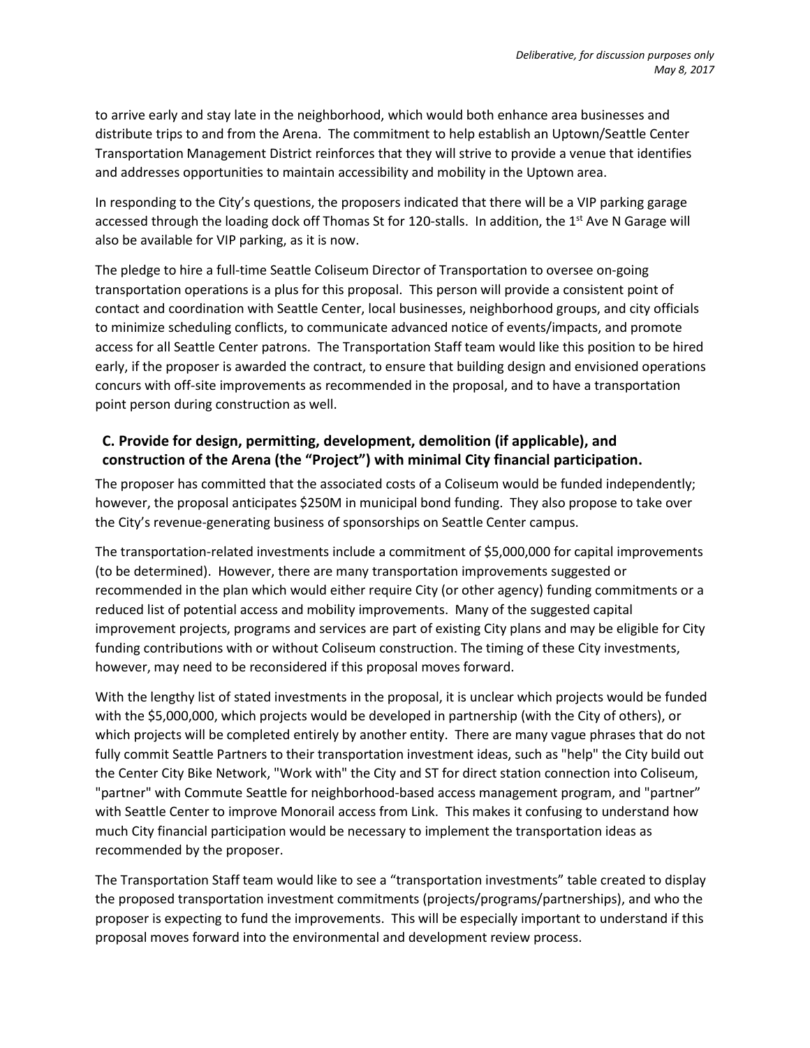to arrive early and stay late in the neighborhood, which would both enhance area businesses and distribute trips to and from the Arena. The commitment to help establish an Uptown/Seattle Center Transportation Management District reinforces that they will strive to provide a venue that identifies and addresses opportunities to maintain accessibility and mobility in the Uptown area.

In responding to the City's questions, the proposers indicated that there will be a VIP parking garage accessed through the loading dock off Thomas St for 120-stalls. In addition, the 1st Ave N Garage will also be available for VIP parking, as it is now.

The pledge to hire a full-time Seattle Coliseum Director of Transportation to oversee on-going transportation operations is a plus for this proposal. This person will provide a consistent point of contact and coordination with Seattle Center, local businesses, neighborhood groups, and city officials to minimize scheduling conflicts, to communicate advanced notice of events/impacts, and promote access for all Seattle Center patrons. The Transportation Staff team would like this position to be hired early, if the proposer is awarded the contract, to ensure that building design and envisioned operations concurs with off-site improvements as recommended in the proposal, and to have a transportation point person during construction as well.

### C. Provide for design, permitting, development, demolition (if applicable), and construction of the Arena (the "Project") with minimal City financial participation.

The proposer has committed that the associated costs of a Coliseum would be funded independently; however, the proposal anticipates $250M in municipal bond funding. They also propose to take over the City's revenue-generating business of sponsorships on Seattle Center campus.

The transportation-related investments include a commitment of $5,000,000 for capital improvements (to be determined). However, there are many transportation improvements suggested or recommended in the plan which would either require City (or other agency) funding commitments or a reduced list of potential access and mobility improvements. Many of the suggested capital improvement projects, programs and services are part of existing City plans and may be eligible for City funding contributions with or without Coliseum construction. The timing of these City investments, however, may need to be reconsidered if this proposal moves forward.

With the lengthy list of stated investments in the proposal, it is unclear which projects would be funded with the $5,000,000, which projects would be developed in partnership (with the City of others), or which projects will be completed entirely by another entity. There are many vague phrases that do not fully commit Seattle Partners to their transportation investment ideas, such as "help" the City build out the Center City Bike Network, "Work with" the City and ST for direct station connection into Coliseum, "partner" with Commute Seattle for neighborhood-based access management program, and "partner" with Seattle Center to improve Monorail access from Link. This makes it confusing to understand how much City financial participation would be necessary to implement the transportation ideas as recommended by the proposer.

The Transportation Staff team would like to see a "transportation investments" table created to display the proposed transportation investment commitments (projects/programs/partnerships), and who the proposer is expecting to fund the improvements. This will be especially important to understand if this proposal moves forward into the environmental and development review process.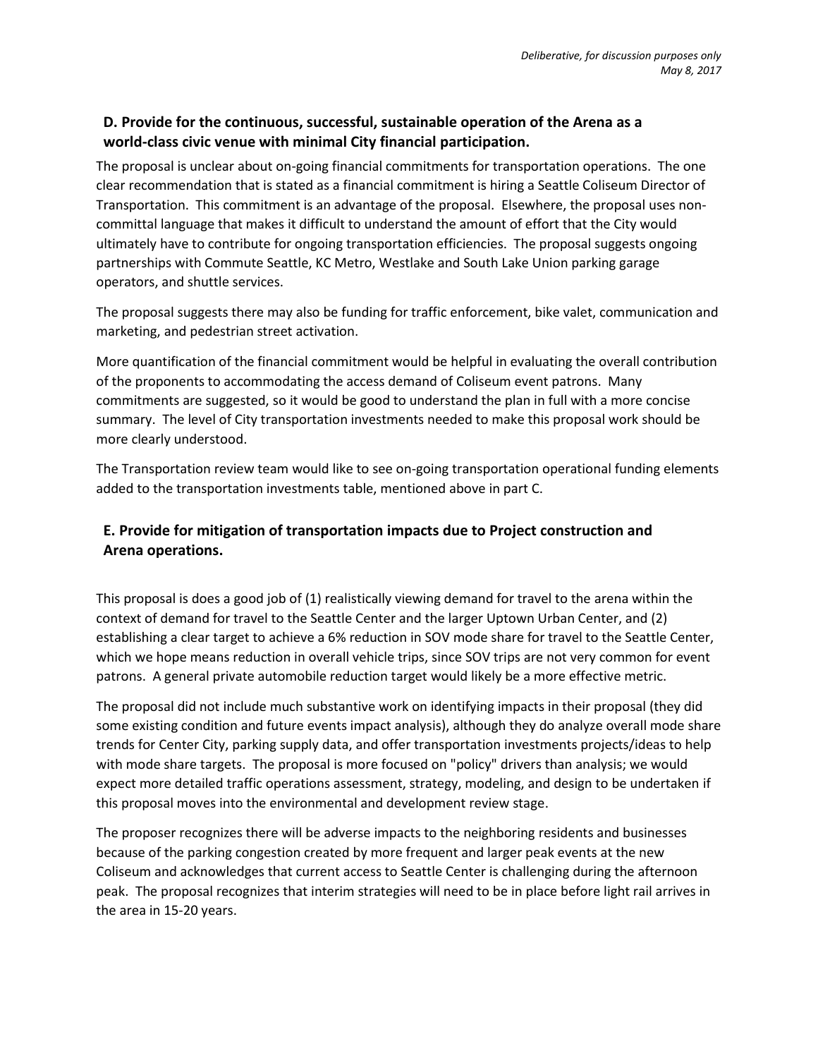## D. Provide for the continuous, successful, sustainable operation of the Arena as a world-class civic venue with minimal City financial participation.

The proposal is unclear about on-going financial commitments for transportation operations. The one clear recommendation that is stated as a financial commitment is hiring a Seattle Coliseum Director of Transportation. This commitment is an advantage of the proposal. Elsewhere, the proposal uses non-committal language that makes it difficult to understand the amount of effort that the City would ultimately have to contribute for ongoing transportation efficiencies. The proposal suggests ongoing partnerships with Commute Seattle, KC Metro, Westlake and South Lake Union parking garage operators, and shuttle services.

The proposal suggests there may also be funding for traffic enforcement, bike valet, communication and marketing, and pedestrian street activation.

More quantification of the financial commitment would be helpful in evaluating the overall contribution of the proponents to accommodating the access demand of Coliseum event patrons. Many commitments are suggested, so it would be good to understand the plan in full with a more concise summary. The level of City transportation investments needed to make this proposal work should be more clearly understood.

The Transportation review team would like to see on-going transportation operational funding elements added to the transportation investments table, mentioned above in part C.

## E. Provide for mitigation of transportation impacts due to Project construction and Arena operations.

This proposal is does a good job of (1) realistically viewing demand for travel to the arena within the context of demand for travel to the Seattle Center and the larger Uptown Urban Center, and (2) establishing a clear target to achieve a 6% reduction in SOV mode share for travel to the Seattle Center, which we hope means reduction in overall vehicle trips, since SOV trips are not very common for event patrons. A general private automobile reduction target would likely be a more effective metric.

The proposal did not include much substantive work on identifying impacts in their proposal (they did some existing condition and future events impact analysis), although they do analyze overall mode share trends for Center City, parking supply data, and offer transportation investments projects/ideas to help with mode share targets. The proposal is more focused on "policy" drivers than analysis; we would expect more detailed traffic operations assessment, strategy, modeling, and design to be undertaken if this proposal moves into the environmental and development review stage.

The proposer recognizes there will be adverse impacts to the neighboring residents and businesses because of the parking congestion created by more frequent and larger peak events at the new Coliseum and acknowledges that current access to Seattle Center is challenging during the afternoon peak. The proposal recognizes that interim strategies will need to be in place before light rail arrives in the area in 15-20 years.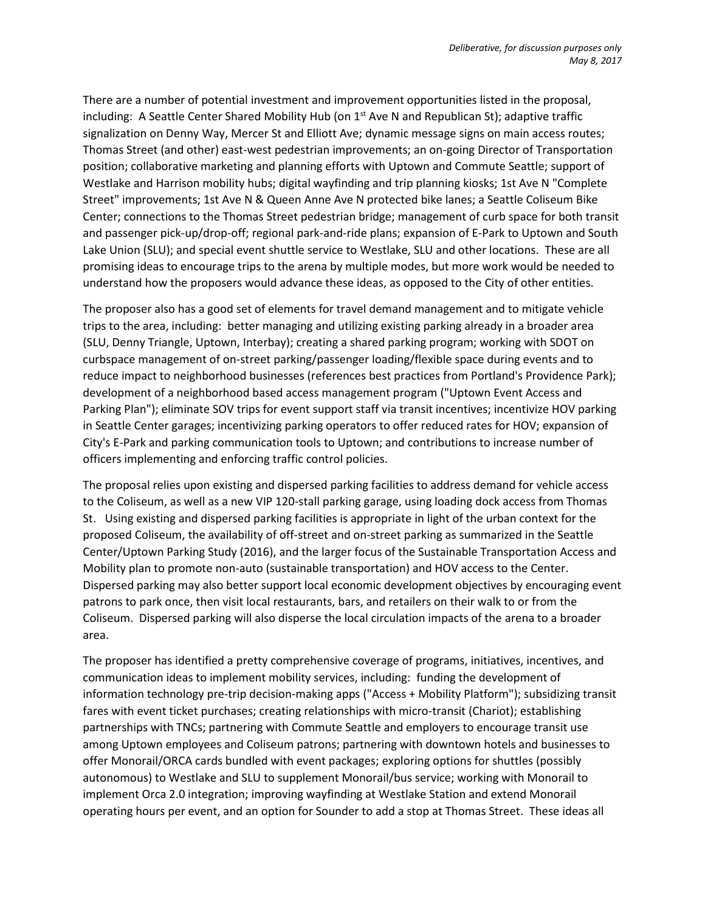There are a number of potential investment and improvement opportunities listed in the proposal, including: A Seattle Center Shared Mobility Hub (on 1st Ave N and Republican St); adaptive traffic signalization on Denny Way, Mercer St and Elliott Ave; dynamic message signs on main access routes; Thomas Street (and other) east-west pedestrian improvements; an on-going Director of Transportation position; collaborative marketing and planning efforts with Uptown and Commute Seattle; support of Westlake and Harrison mobility hubs; digital wayfinding and trip planning kiosks; 1st Ave N "Complete Street" improvements; 1st Ave N & Queen Anne Ave N protected bike lanes; a Seattle Coliseum Bike Center; connections to the Thomas Street pedestrian bridge; management of curb space for both transit and passenger pick-up/drop-off; regional park-and-ride plans; expansion of E-Park to Uptown and South Lake Union (SLU); and special event shuttle service to Westlake, SLU and other locations. These are all promising ideas to encourage trips to the arena by multiple modes, but more work would be needed to understand how the proposers would advance these ideas, as opposed to the City of other entities.

The proposer also has a good set of elements for travel demand management and to mitigate vehicle trips to the area, including: better managing and utilizing existing parking already in a broader area (SLU, Denny Triangle, Uptown, Interbay); creating a shared parking program; working with SDOT on curbspace management of on-street parking/passenger loading/flexible space during events and to reduce impact to neighborhood businesses (references best practices from Portland's Providence Park); development of a neighborhood based access management program ("Uptown Event Access and Parking Plan"); eliminate SOV trips for event support staff via transit incentives; incentivize HOV parking in Seattle Center garages; incentivizing parking operators to offer reduced rates for HOV; expansion of City's E-Park and parking communication tools to Uptown; and contributions to increase number of officers implementing and enforcing traffic control policies.

The proposal relies upon existing and dispersed parking facilities to address demand for vehicle access to the Coliseum, as well as a new VIP 120-stall parking garage, using loading dock access from Thomas St. Using existing and dispersed parking facilities is appropriate in light of the urban context for the proposed Coliseum, the availability of off-street and on-street parking as summarized in the Seattle Center/Uptown Parking Study (2016), and the larger focus of the Sustainable Transportation Access and Mobility plan to promote non-auto (sustainable transportation) and HOV access to the Center. Dispersed parking may also better support local economic development objectives by encouraging event patrons to park once, then visit local restaurants, bars, and retailers on their walk to or from the Coliseum. Dispersed parking will also disperse the local circulation impacts of the arena to a broader area.

The proposer has identified a pretty comprehensive coverage of programs, initiatives, incentives, and communication ideas to implement mobility services, including: funding the development of information technology pre-trip decision-making apps ("Access + Mobility Platform"); subsidizing transit fares with event ticket purchases; creating relationships with micro-transit (Chariot); establishing partnerships with TNCs; partnering with Commute Seattle and employers to encourage transit use among Uptown employees and Coliseum patrons; partnering with downtown hotels and businesses to offer Monorail/ORCA cards bundled with event packages; exploring options for shuttles (possibly autonomous) to Westlake and SLU to supplement Monorail/bus service; working with Monorail to implement Orca 2.0 integration; improving wayfinding at Westlake Station and extend Monorail operating hours per event, and an option for Sounder to add a stop at Thomas Street. These ideas all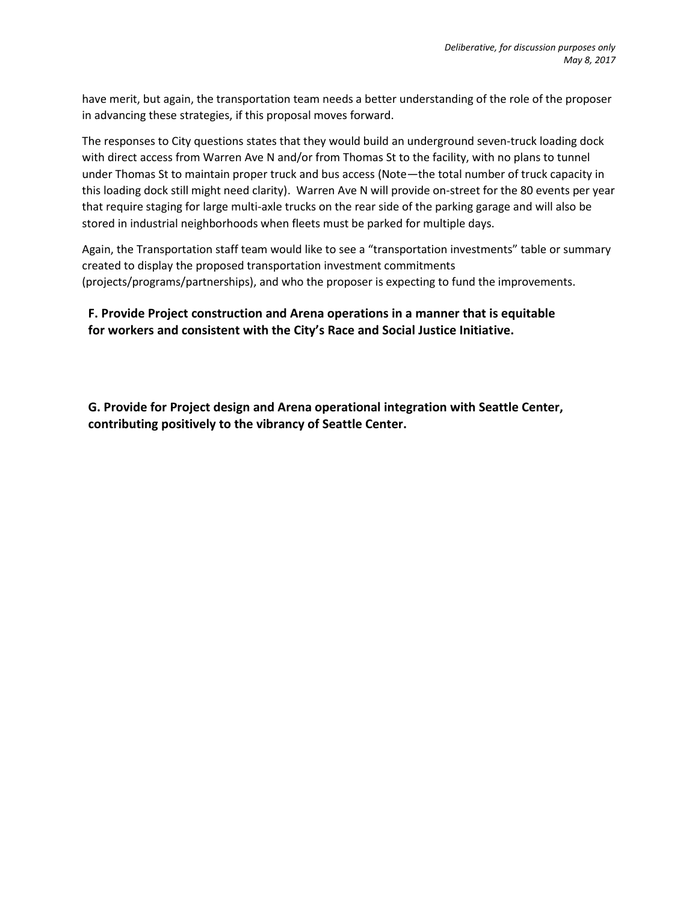have merit, but again, the transportation team needs a better understanding of the role of the proposer in advancing these strategies, if this proposal moves forward.

The responses to City questions states that they would build an underground seven-truck loading dock with direct access from Warren Ave N and/or from Thomas St to the facility, with no plans to tunnel under Thomas St to maintain proper truck and bus access (Note—the total number of truck capacity in this loading dock still might need clarity). Warren Ave N will provide on-street for the 80 events per year that require staging for large multi-axle trucks on the rear side of the parking garage and will also be stored in industrial neighborhoods when fleets must be parked for multiple days.

Again, the Transportation staff team would like to see a "transportation investments" table or summary created to display the proposed transportation investment commitments (projects/programs/partnerships), and who the proposer is expecting to fund the improvements.

**F. Provide Project construction and Arena operations in a manner that is equitable for workers and consistent with the City's Race and Social Justice Initiative.**

**G. Provide for Project design and Arena operational integration with Seattle Center, contributing positively to the vibrancy of Seattle Center.**